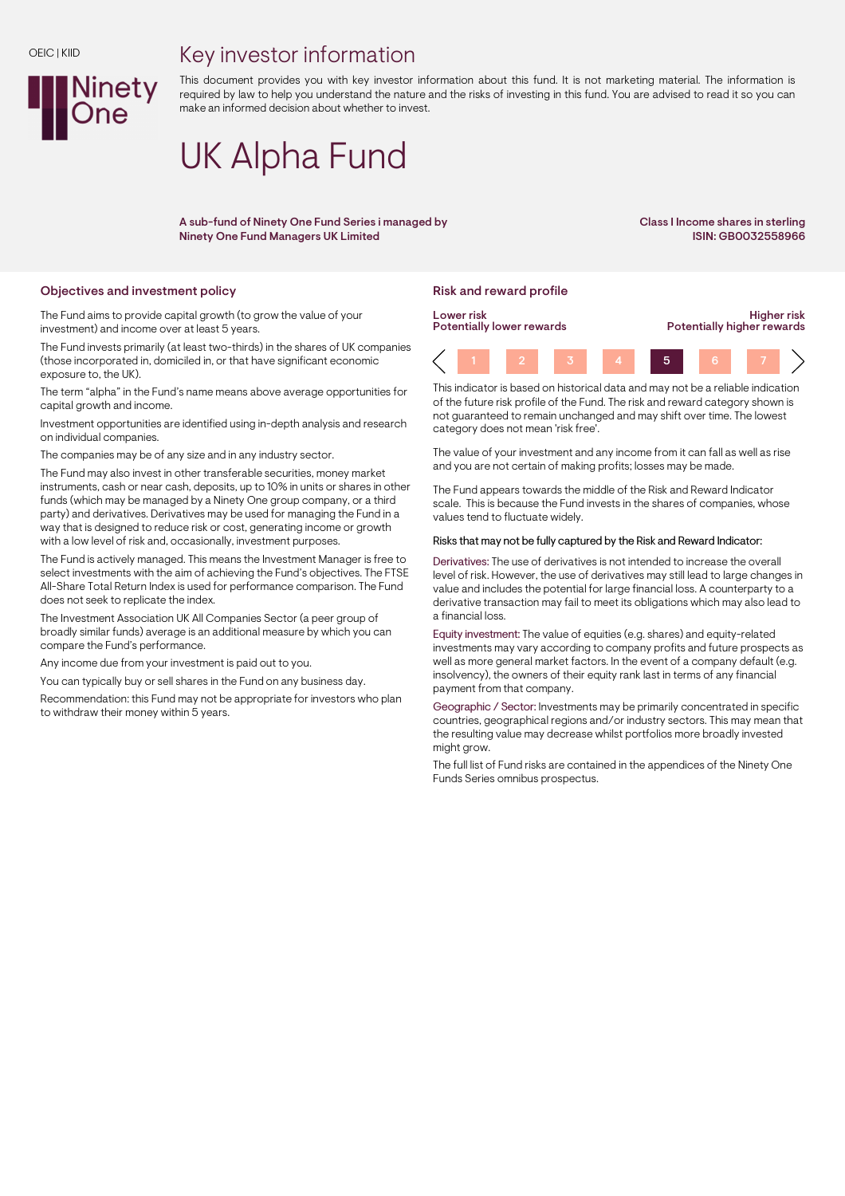OEIC | KIID

Ninety One

# Key investor information

This document provides you with key investor information about this fund. It is not marketing material. The information is required by law to help you understand the nature and the risks of investing in this fund. You are advised to read it so you can make an informed decision about whether to invest.

# UK Alpha Fund

**A sub-fund of Ninety One Fund Series i managed by Ninety One Fund Managers UK Limited**

**Class I Income shares in sterling**
**ISIN: GB0032558966**

## Objectives and investment policy

The Fund aims to provide capital growth (to grow the value of your investment) and income over at least 5 years.

The Fund invests primarily (at least two-thirds) in the shares of UK companies (those incorporated in, domiciled in, or that have significant economic exposure to, the UK).

The term "alpha" in the Fund's name means above average opportunities for capital growth and income.

Investment opportunities are identified using in-depth analysis and research on individual companies.

The companies may be of any size and in any industry sector.

The Fund may also invest in other transferable securities, money market instruments, cash or near cash, deposits, up to 10% in units or shares in other funds (which may be managed by a Ninety One group company, or a third party) and derivatives. Derivatives may be used for managing the Fund in a way that is designed to reduce risk or cost, generating income or growth with a low level of risk and, occasionally, investment purposes.

The Fund is actively managed. This means the Investment Manager is free to select investments with the aim of achieving the Fund's objectives. The FTSE All-Share Total Return Index is used for performance comparison. The Fund does not seek to replicate the index.

The Investment Association UK All Companies Sector (a peer group of broadly similar funds) average is an additional measure by which you can compare the Fund's performance.

Any income due from your investment is paid out to you.

You can typically buy or sell shares in the Fund on any business day.

Recommendation: this Fund may not be appropriate for investors who plan to withdraw their money within 5 years.

## Risk and reward profile

**Lower risk**
**Potentially lower rewards**

**Higher risk**
**Potentially higher rewards**

1 2 3 4 **5** 6 7

This indicator is based on historical data and may not be a reliable indication of the future risk profile of the Fund. The risk and reward category shown is not guaranteed to remain unchanged and may shift over time. The lowest category does not mean 'risk free'.

The value of your investment and any income from it can fall as well as rise and you are not certain of making profits; losses may be made.

The Fund appears towards the middle of the Risk and Reward Indicator scale. This is because the Fund invests in the shares of companies, whose values tend to fluctuate widely.

Risks that may not be fully captured by the Risk and Reward Indicator:

Derivatives: The use of derivatives is not intended to increase the overall level of risk. However, the use of derivatives may still lead to large changes in value and includes the potential for large financial loss. A counterparty to a derivative transaction may fail to meet its obligations which may also lead to a financial loss.

Equity investment: The value of equities (e.g. shares) and equity-related investments may vary according to company profits and future prospects as well as more general market factors. In the event of a company default (e.g. insolvency), the owners of their equity rank last in terms of any financial payment from that company.

Geographic / Sector: Investments may be primarily concentrated in specific countries, geographical regions and/or industry sectors. This may mean that the resulting value may decrease whilst portfolios more broadly invested might grow.

The full list of Fund risks are contained in the appendices of the Ninety One Funds Series omnibus prospectus.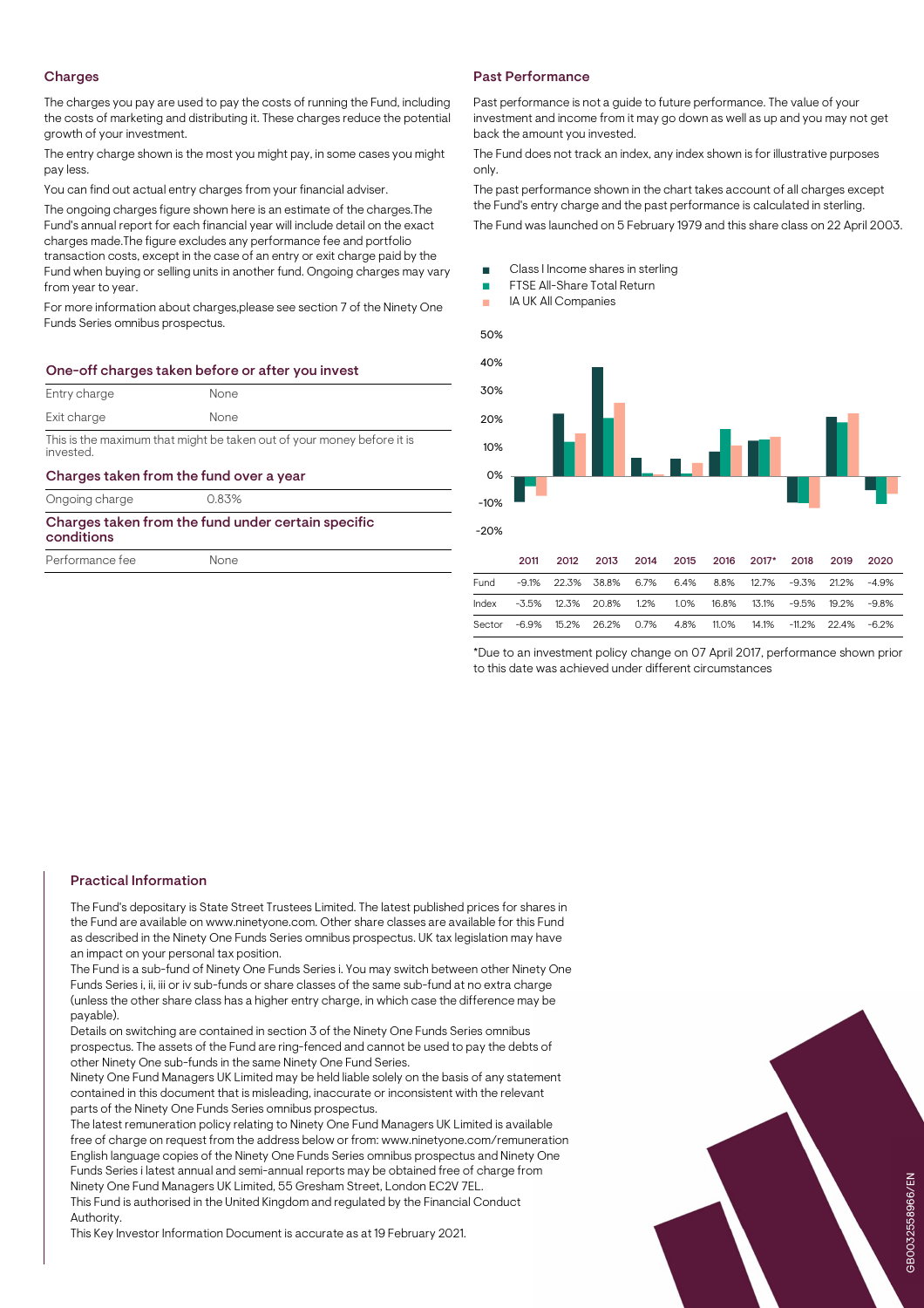## Charges

The charges you pay are used to pay the costs of running the Fund, including the costs of marketing and distributing it. These charges reduce the potential growth of your investment.

The entry charge shown is the most you might pay, in some cases you might pay less.

You can find out actual entry charges from your financial adviser.

The ongoing charges figure shown here is an estimate of the charges.The Fund's annual report for each financial year will include detail on the exact charges made.The figure excludes any performance fee and portfolio transaction costs, except in the case of an entry or exit charge paid by the Fund when buying or selling units in another fund. Ongoing charges may vary from year to year.

For more information about charges,please see section 7 of the Ninety One Funds Series omnibus prospectus.

### One-off charges taken before or after you invest

| | |
|---|---|
| Entry charge | None |
| Exit charge | None |

This is the maximum that might be taken out of your money before it is invested.

### Charges taken from the fund over a year

| | |
|---|---|
| Ongoing charge | 0.83% |

### Charges taken from the fund under certain specific conditions

| | |
|---|---|
| Performance fee | None |

## Past Performance

Past performance is not a guide to future performance. The value of your investment and income from it may go down as well as up and you may not get back the amount you invested.

The Fund does not track an index, any index shown is for illustrative purposes only.

The past performance shown in the chart takes account of all charges except the Fund's entry charge and the past performance is calculated in sterling.

The Fund was launched on 5 February 1979 and this share class on 22 April 2003.

Class I Income shares in sterling
FTSE All-Share Total Return
IA UK All Companies

50%
40%
30%
20%
10%
0%
-10%
-20%

| | 2011 | 2012 | 2013 | 2014 | 2015 | 2016 | 2017* | 2018 | 2019 | 2020 |
|---|---|---|---|---|---|---|---|---|---|---|
| Fund | -9.1% | 22.3% | 38.8% | 6.7% | 6.4% | 8.8% | 12.7% | -9.3% | 21.2% | -4.9% |
| Index | -3.5% | 12.3% | 20.8% | 1.2% | 1.0% | 16.8% | 13.1% | -9.5% | 19.2% | -9.8% |
| Sector | -6.9% | 15.2% | 26.2% | 0.7% | 4.8% | 11.0% | 14.1% | -11.2% | 22.4% | -6.2% |

*Due to an investment policy change on 07 April 2017, performance shown prior to this date was achieved under different circumstances

## Practical Information

The Fund's depositary is State Street Trustees Limited. The latest published prices for shares in the Fund are available on www.ninetyone.com. Other share classes are available for this Fund as described in the Ninety One Funds Series omnibus prospectus. UK tax legislation may have an impact on your personal tax position.

The Fund is a sub-fund of Ninety One Funds Series i. You may switch between other Ninety One Funds Series i, ii, iii or iv sub-funds or share classes of the same sub-fund at no extra charge (unless the other share class has a higher entry charge, in which case the difference may be payable).

Details on switching are contained in section 3 of the Ninety One Funds Series omnibus prospectus. The assets of the Fund are ring-fenced and cannot be used to pay the debts of other Ninety One sub-funds in the same Ninety One Fund Series.

Ninety One Fund Managers UK Limited may be held liable solely on the basis of any statement contained in this document that is misleading, inaccurate or inconsistent with the relevant parts of the Ninety One Funds Series omnibus prospectus.

The latest remuneration policy relating to Ninety One Fund Managers UK Limited is available free of charge on request from the address below or from: www.ninetyone.com/remuneration English language copies of the Ninety One Funds Series omnibus prospectus and Ninety One Funds Series i latest annual and semi-annual reports may be obtained free of charge from Ninety One Fund Managers UK Limited, 55 Gresham Street, London EC2V 7EL.

This Fund is authorised in the United Kingdom and regulated by the Financial Conduct Authority.

This Key Investor Information Document is accurate as at 19 February 2021.

GB0032558966/EN